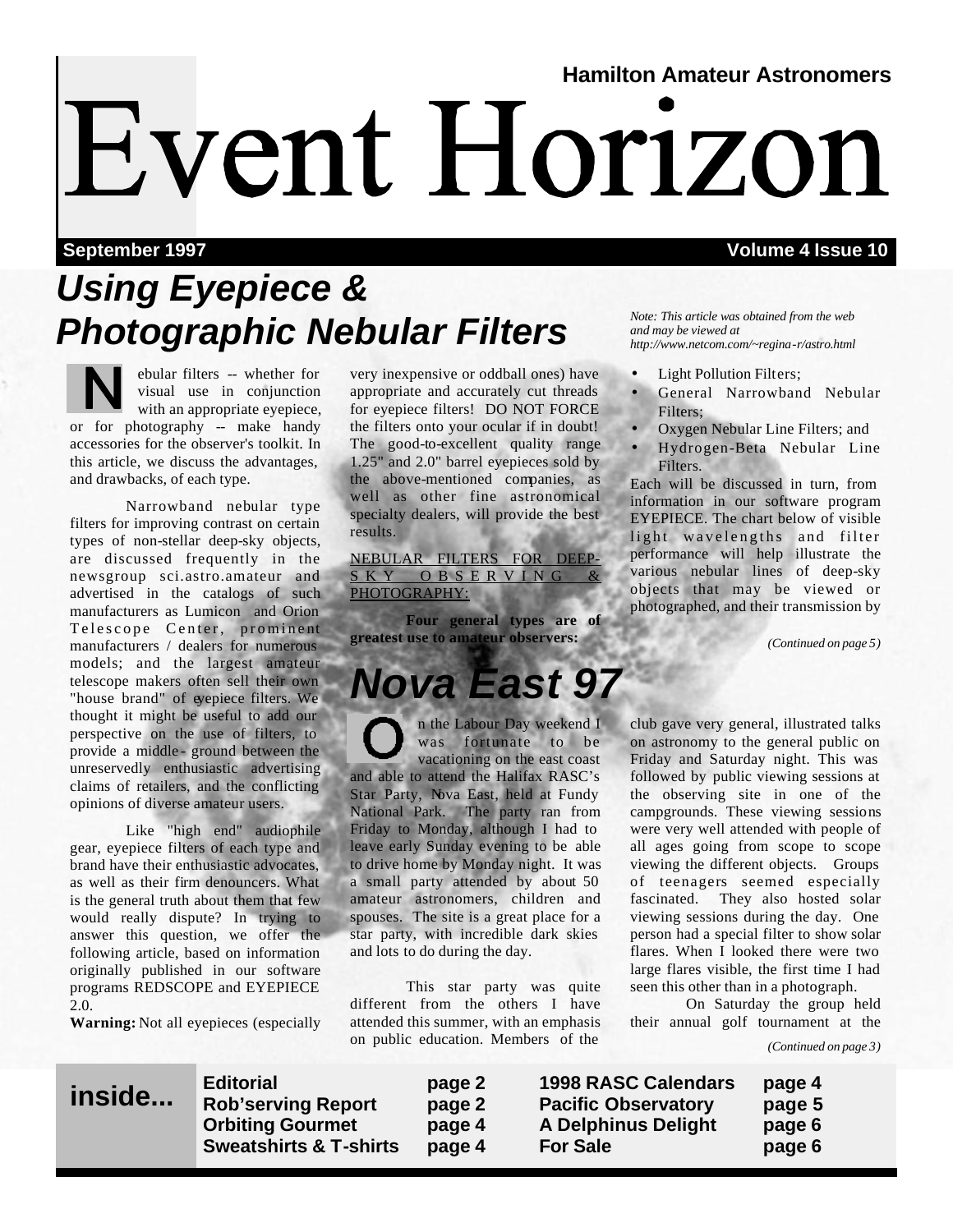Hamilton Amateur Astronomers

# Event Horizon

**September 1997** **Volume 4 Issue 10**

## Using Eyepiece & Photographic Nebular Filters

*Note: This article was obtained from the web and may be viewed at http://www.netcom.com/~regina-r/astro.html*

Nebular filters -- whether for visual use in conjunction with an appropriate eyepiece, or for photography -- make handy accessories for the observer's toolkit. In this article, we discuss the advantages, and drawbacks, of each type.

Narrowband nebular type filters for improving contrast on certain types of non-stellar deep-sky objects, are discussed frequently in the newsgroup sci.astro.amateur and advertised in the catalogs of such manufacturers as Lumicon and Orion Telescope Center, prominent manufacturers / dealers for numerous models; and the largest amateur telescope makers often sell their own "house brand" of eyepiece filters. We thought it might be useful to add our perspective on the use of filters, to provide a middle-ground between the unreservedly enthusiastic advertising claims of retailers, and the conflicting opinions of diverse amateur users.

Like "high end" audiophile gear, eyepiece filters of each type and brand have their enthusiastic advocates, as well as their firm denouncers. What is the general truth about them that few would really dispute? In trying to answer this question, we offer the following article, based on information originally published in our software programs REDSCOPE and EYEPIECE 2.0.

**Warning:** Not all eyepieces (especially very inexpensive or oddball ones) have appropriate and accurately cut threads for eyepiece filters! DO NOT FORCE the filters onto your ocular if in doubt! The good-to-excellent quality range 1.25" and 2.0" barrel eyepieces sold by the above-mentioned companies, as well as other fine astronomical specialty dealers, will provide the best results.

NEBULAR FILTERS FOR DEEP-SKY OBSERVING & PHOTOGRAPHY:

**Four general types are of greatest use to amateur observers:**

- Light Pollution Filters;
- General Narrowband Nebular Filters;
- Oxygen Nebular Line Filters; and
- Hydrogen-Beta Nebular Line Filters.

Each will be discussed in turn, from information in our software program EYEPIECE. The chart below of visible light wavelengths and filter performance will help illustrate the various nebular lines of deep-sky objects that may be viewed or photographed, and their transmission by

*(Continued on page 5)*

## Nova East 97

On the Labour Day weekend I was fortunate to be vacationing on the east coast and able to attend the Halifax RASC's Star Party, Nova East, held at Fundy National Park. The party ran from Friday to Monday, although I had to leave early Sunday evening to be able to drive home by Monday night. It was a small party attended by about 50 amateur astronomers, children and spouses. The site is a great place for a star party, with incredible dark skies and lots to do during the day.

This star party was quite different from the others I have attended this summer, with an emphasis on public education. Members of the club gave very general, illustrated talks on astronomy to the general public on Friday and Saturday night. This was followed by public viewing sessions at the observing site in one of the campgrounds. These viewing sessions were very well attended with people of all ages going from scope to scope viewing the different objects. Groups of teenagers seemed especially fascinated. They also hosted solar viewing sessions during the day. One person had a special filter to show solar flares. When I looked there were two large flares visible, the first time I had seen this other than in a photograph.

On Saturday the group held their annual golf tournament at the

*(Continued on page 3)*

**inside...**

| | | | |
|---|---|---|---|
| **Editorial** | **page 2** | **1998 RASC Calendars** | **page 4** |
| **Rob'serving Report** | **page 2** | **Pacific Observatory** | **page 5** |
| **Orbiting Gourmet** | **page 4** | **A Delphinus Delight** | **page 6** |
| **Sweatshirts & T-shirts** | **page 4** | **For Sale** | **page 6** |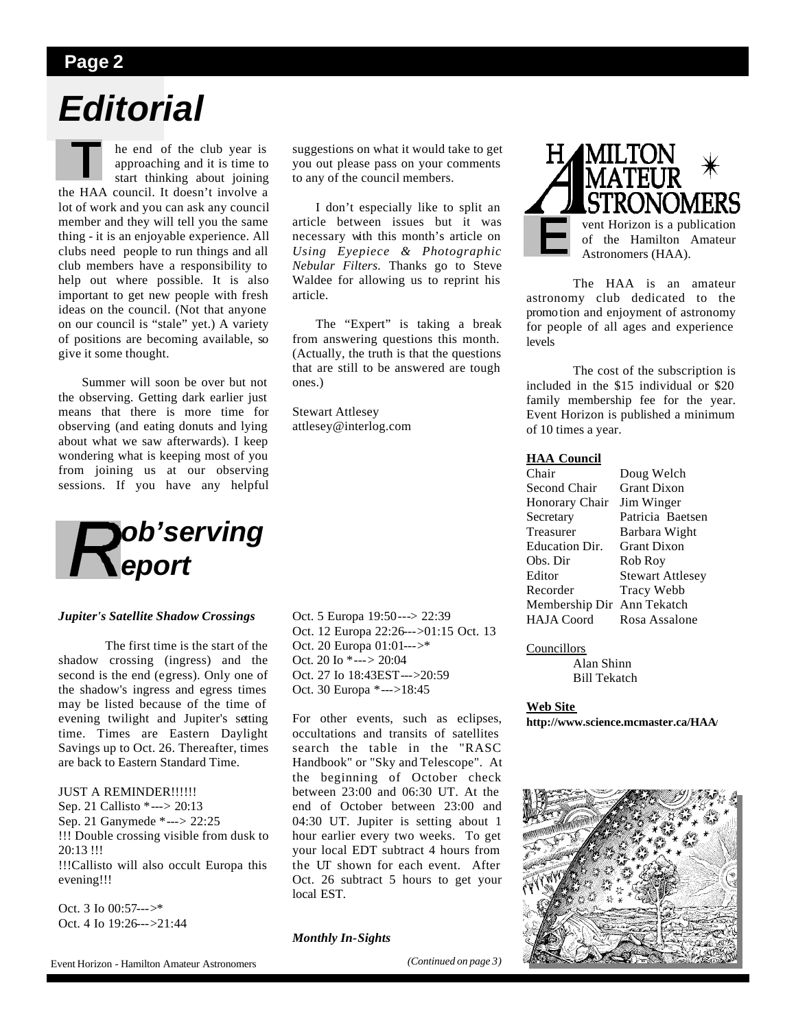# Editorial

The end of the club year is approaching and it is time to start thinking about joining the HAA council. It doesn't involve a lot of work and you can ask any council member and they will tell you the same thing - it is an enjoyable experience. All clubs need people to run things and all club members have a responsibility to help out where possible. It is also important to get new people with fresh ideas on the council. (Not that anyone on our council is "stale" yet.) A variety of positions are becoming available, so give it some thought.

Summer will soon be over but not the observing. Getting dark earlier just means that there is more time for observing (and eating donuts and lying about what we saw afterwards). I keep wondering what is keeping most of you from joining us at our observing sessions. If you have any helpful suggestions on what it would take to get you out please pass on your comments to any of the council members.

I don't especially like to split an article between issues but it was necessary with this month's article on *Using Eyepiece & Photographic Nebular Filters.* Thanks go to Steve Waldee for allowing us to reprint his article.

The "Expert" is taking a break from answering questions this month. (Actually, the truth is that the questions that are still to be answered are tough ones.)

Stewart Attlesey
attlesey@interlog.com

# Rob'serving Report

### *Jupiter's Satellite Shadow Crossings*

The first time is the start of the shadow crossing (ingress) and the second is the end (egress). Only one of the shadow's ingress and egress times may be listed because of the time of evening twilight and Jupiter's setting time. Times are Eastern Daylight Savings up to Oct. 26. Thereafter, times are back to Eastern Standard Time.

JUST A REMINDER!!!!!!
Sep. 21 Callisto *---> 20:13
Sep. 21 Ganymede *---> 22:25
!!! Double crossing visible from dusk to 20:13 !!!
!!!Callisto will also occult Europa this evening!!!

Oct. 3 Io 00:57--->*
Oct. 4 Io 19:26--->21:44
Oct. 5 Europa 19:50---> 22:39
Oct. 12 Europa 22:26--->01:15 Oct. 13
Oct. 20 Europa 01:01--->*
Oct. 20 Io *---> 20:04
Oct. 27 Io 18:43EST--->20:59
Oct. 30 Europa *--->18:45

For other events, such as eclipses, occultations and transits of satellites search the table in the "RASC Handbook" or "Sky and Telescope". At the beginning of October check between 23:00 and 06:30 UT. At the end of October between 23:00 and 04:30 UT. Jupiter is setting about 1 hour earlier every two weeks. To get your local EDT subtract 4 hours from the UT shown for each event. After Oct. 26 subtract 5 hours to get your local EST.

### *Monthly In-Sights*

*(Continued on page 3)*

---

**HAMILTON AMATEUR ASTRONOMERS**

Event Horizon is a publication of the Hamilton Amateur Astronomers (HAA).

The HAA is an amateur astronomy club dedicated to the promotion and enjoyment of astronomy for people of all ages and experience levels

The cost of the subscription is included in the $15 individual or $20 family membership fee for the year. Event Horizon is published a minimum of 10 times a year.

**HAA Council**

| | |
|---|---|
| Chair | Doug Welch |
| Second Chair | Grant Dixon |
| Honorary Chair | Jim Winger |
| Secretary | Patricia Baetsen |
| Treasurer | Barbara Wight |
| Education Dir. | Grant Dixon |
| Obs. Dir | Rob Roy |
| Editor | Stewart Attlesey |
| Recorder | Tracy Webb |
| Membership Dir | Ann Tekatch |
| HAJA Coord | Rosa Assalone |

Councillors
Alan Shinn
Bill Tekatch

**Web Site**
**http://www.science.mcmaster.ca/HAA/**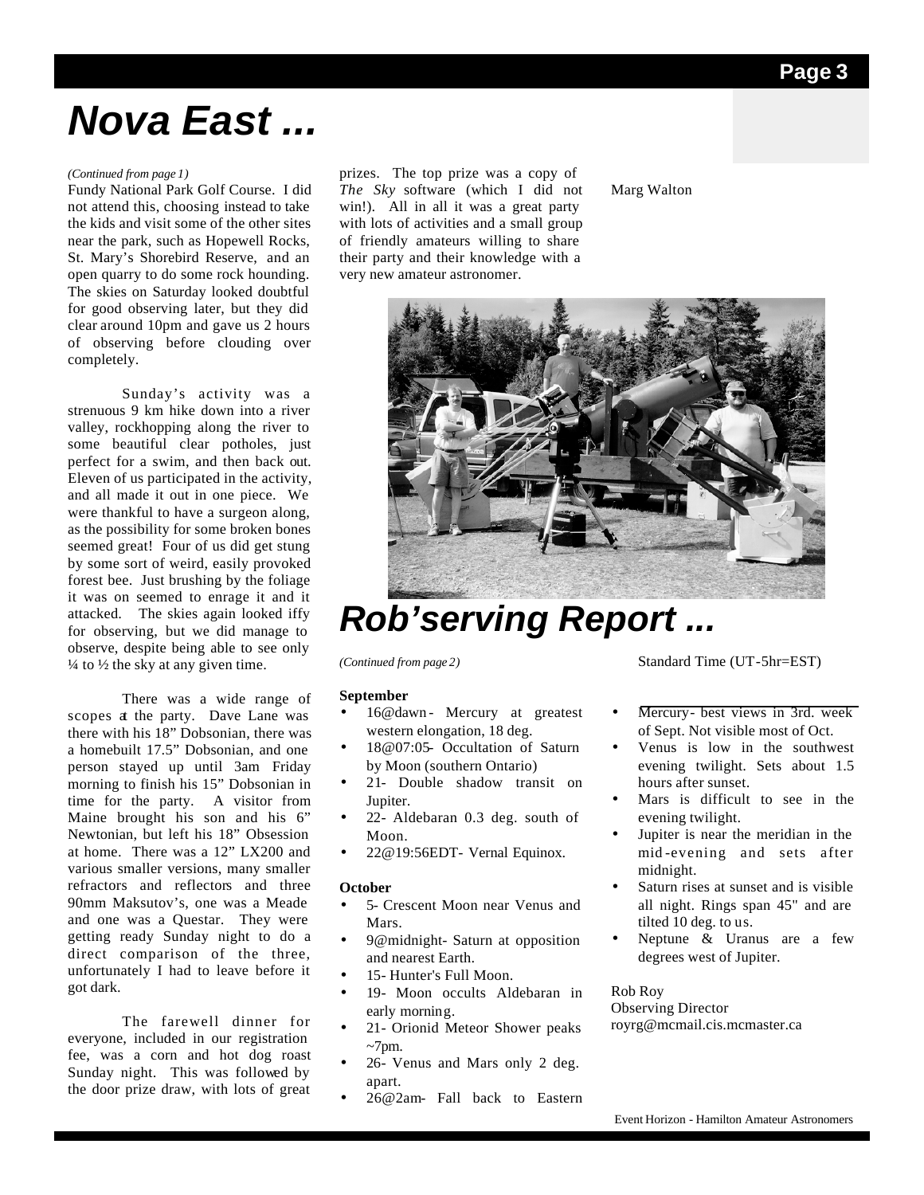# Nova East ...

*(Continued from page 1)*

Fundy National Park Golf Course. I did not attend this, choosing instead to take the kids and visit some of the other sites near the park, such as Hopewell Rocks, St. Mary's Shorebird Reserve, and an open quarry to do some rock hounding. The skies on Saturday looked doubtful for good observing later, but they did clear around 10pm and gave us 2 hours of observing before clouding over completely.

Sunday's activity was a strenuous 9 km hike down into a river valley, rockhopping along the river to some beautiful clear potholes, just perfect for a swim, and then back out. Eleven of us participated in the activity, and all made it out in one piece. We were thankful to have a surgeon along, as the possibility for some broken bones seemed great! Four of us did get stung by some sort of weird, easily provoked forest bee. Just brushing by the foliage it was on seemed to enrage it and it attacked. The skies again looked iffy for observing, but we did manage to observe, despite being able to see only ¼ to ½ the sky at any given time.

There was a wide range of scopes at the party. Dave Lane was there with his 18" Dobsonian, there was a homebuilt 17.5" Dobsonian, and one person stayed up until 3am Friday morning to finish his 15" Dobsonian in time for the party. A visitor from Maine brought his son and his 6" Newtonian, but left his 18" Obsession at home. There was a 12" LX200 and various smaller versions, many smaller refractors and reflectors and three 90mm Maksutov's, one was a Meade and one was a Questar. They were getting ready Sunday night to do a direct comparison of the three, unfortunately I had to leave before it got dark.

The farewell dinner for everyone, included in our registration fee, was a corn and hot dog roast Sunday night. This was followed by the door prize draw, with lots of great prizes. The top prize was a copy of *The Sky* software (which I did not win!). All in all it was a great party with lots of activities and a small group of friendly amateurs willing to share their party and their knowledge with a very new amateur astronomer.

Marg Walton

# Rob'serving Report ...

*(Continued from page 2)*

**September**

- 16@dawn - Mercury at greatest western elongation, 18 deg.
- 18@07:05- Occultation of Saturn by Moon (southern Ontario)
- 21- Double shadow transit on Jupiter.
- 22- Aldebaran 0.3 deg. south of Moon.
- 22@19:56EDT- Vernal Equinox.

**October**

- 5- Crescent Moon near Venus and Mars.
- 9@midnight- Saturn at opposition and nearest Earth.
- 15- Hunter's Full Moon.
- 19- Moon occults Aldebaran in early morning.
- 21- Orionid Meteor Shower peaks ~7pm.
- 26- Venus and Mars only 2 deg. apart.
- 26@2am- Fall back to Eastern Standard Time (UT-5hr=EST)

- Mercury- best views in 3rd. week of Sept. Not visible most of Oct.
- Venus is low in the southwest evening twilight. Sets about 1.5 hours after sunset.
- Mars is difficult to see in the evening twilight.
- Jupiter is near the meridian in the mid-evening and sets after midnight.
- Saturn rises at sunset and is visible all night. Rings span 45" and are tilted 10 deg. to us.
- Neptune & Uranus are a few degrees west of Jupiter.

Rob Roy
Observing Director
royrg@mcmail.cis.mcmaster.ca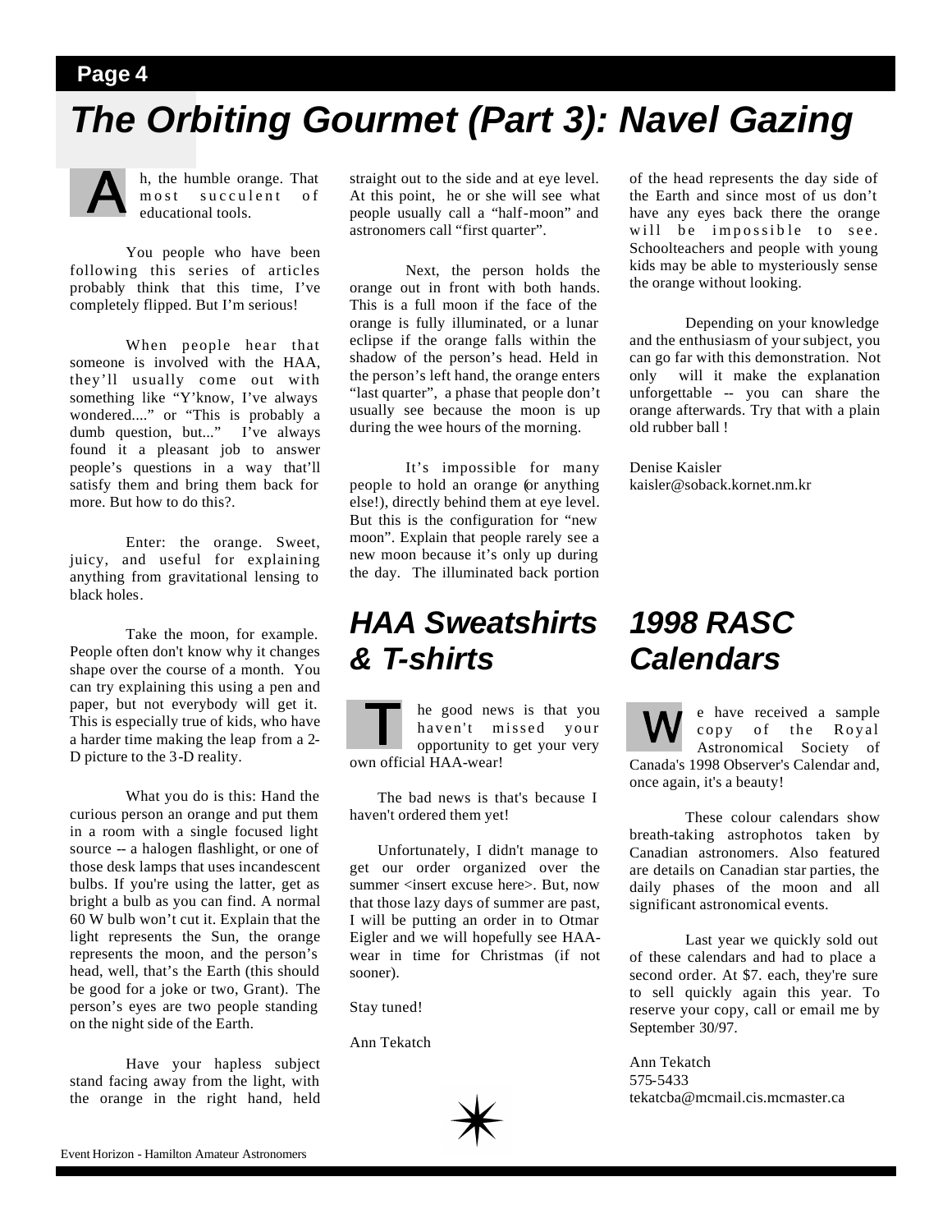# The Orbiting Gourmet (Part 3): Navel Gazing

Ah, the humble orange. That most succulent of educational tools.

You people who have been following this series of articles probably think that this time, I've completely flipped. But I'm serious!

When people hear that someone is involved with the HAA, they'll usually come out with something like "Y'know, I've always wondered...." or "This is probably a dumb question, but..." I've always found it a pleasant job to answer people's questions in a way that'll satisfy them and bring them back for more. But how to do this?.

Enter: the orange. Sweet, juicy, and useful for explaining anything from gravitational lensing to black holes.

Take the moon, for example. People often don't know why it changes shape over the course of a month. You can try explaining this using a pen and paper, but not everybody will get it. This is especially true of kids, who have a harder time making the leap from a 2-D picture to the 3-D reality.

What you do is this: Hand the curious person an orange and put them in a room with a single focused light source -- a halogen flashlight, or one of those desk lamps that uses incandescent bulbs. If you're using the latter, get as bright a bulb as you can find. A normal 60 W bulb won't cut it. Explain that the light represents the Sun, the orange represents the moon, and the person's head, well, that's the Earth (this should be good for a joke or two, Grant). The person's eyes are two people standing on the night side of the Earth.

Have your hapless subject stand facing away from the light, with the orange in the right hand, held straight out to the side and at eye level. At this point, he or she will see what people usually call a "half-moon" and astronomers call "first quarter".

Next, the person holds the orange out in front with both hands. This is a full moon if the face of the orange is fully illuminated, or a lunar eclipse if the orange falls within the shadow of the person's head. Held in the person's left hand, the orange enters "last quarter", a phase that people don't usually see because the moon is up during the wee hours of the morning.

It's impossible for many people to hold an orange (or anything else!), directly behind them at eye level. But this is the configuration for "new moon". Explain that people rarely see a new moon because it's only up during the day. The illuminated back portion of the head represents the day side of the Earth and since most of us don't have any eyes back there the orange will be impossible to see. Schoolteachers and people with young kids may be able to mysteriously sense the orange without looking.

Depending on your knowledge and the enthusiasm of your subject, you can go far with this demonstration. Not only will it make the explanation unforgettable -- you can share the orange afterwards. Try that with a plain old rubber ball !

Denise Kaisler
kaisler@soback.kornet.nm.kr

# HAA Sweatshirts & T-shirts

The good news is that you haven't missed your opportunity to get your very own official HAA-wear!

The bad news is that's because I haven't ordered them yet!

Unfortunately, I didn't manage to get our order organized over the summer <insert excuse here>. But, now that those lazy days of summer are past, I will be putting an order in to Otmar Eigler and we will hopefully see HAA-wear in time for Christmas (if not sooner).

Stay tuned!

Ann Tekatch

# 1998 RASC Calendars

We have received a sample copy of the Royal Astronomical Society of Canada's 1998 Observer's Calendar and, once again, it's a beauty!

These colour calendars show breath-taking astrophotos taken by Canadian astronomers. Also featured are details on Canadian star parties, the daily phases of the moon and all significant astronomical events.

Last year we quickly sold out of these calendars and had to place a second order. At $7. each, they're sure to sell quickly again this year. To reserve your copy, call or email me by September 30/97.

Ann Tekatch
575-5433
tekatcba@mcmail.cis.mcmaster.ca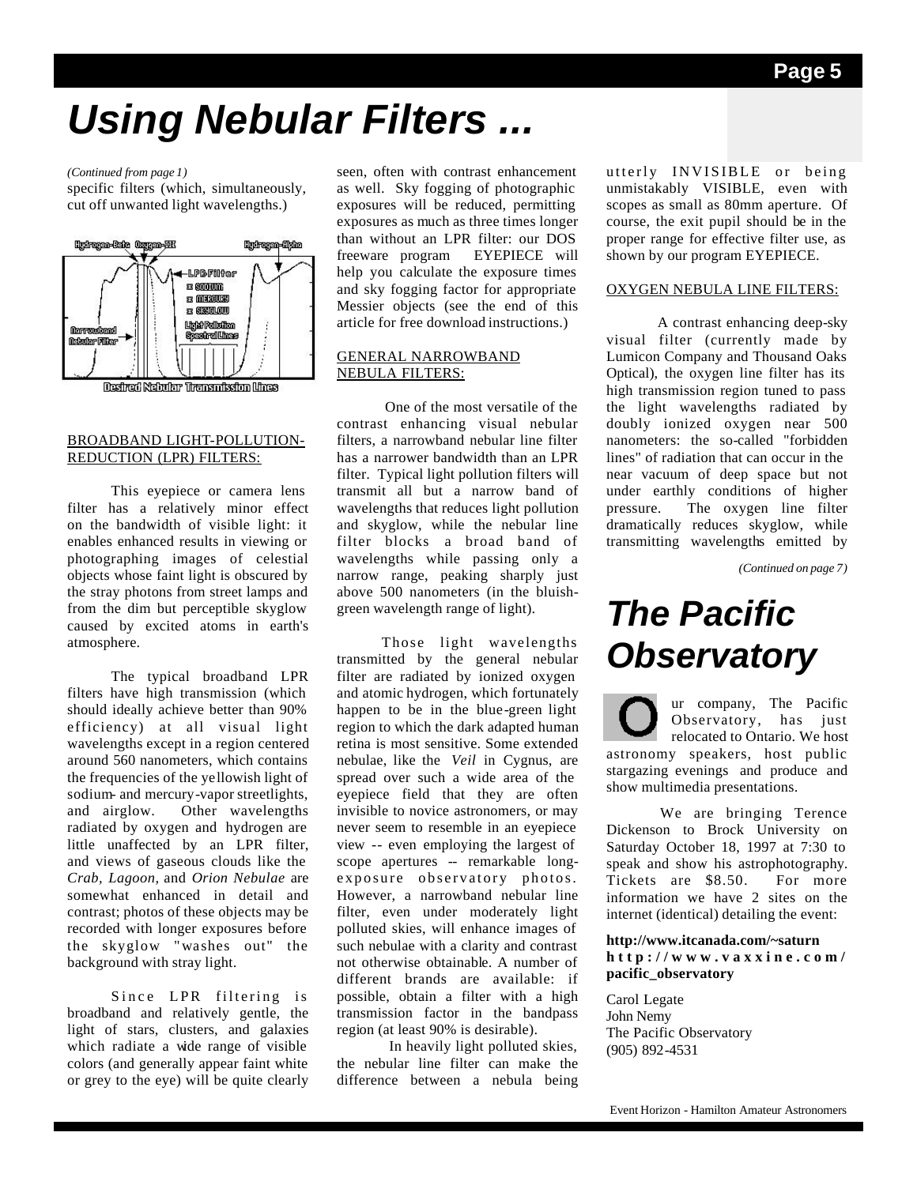# Using Nebular Filters ...

*(Continued from page 1)*
specific filters (which, simultaneously, cut off unwanted light wavelengths.)

Desired Nebular Transmission Lines

BROADBAND LIGHT-POLLUTION-REDUCTION (LPR) FILTERS:

This eyepiece or camera lens filter has a relatively minor effect on the bandwidth of visible light: it enables enhanced results in viewing or photographing images of celestial objects whose faint light is obscured by the stray photons from street lamps and from the dim but perceptible skyglow caused by excited atoms in earth's atmosphere.

The typical broadband LPR filters have high transmission (which should ideally achieve better than 90% efficiency) at all visual light wavelengths except in a region centered around 560 nanometers, which contains the frequencies of the yellowish light of sodium- and mercury-vapor streetlights, and airglow. Other wavelengths radiated by oxygen and hydrogen are little unaffected by an LPR filter, and views of gaseous clouds like the *Crab, Lagoon,* and *Orion Nebulae* are somewhat enhanced in detail and contrast; photos of these objects may be recorded with longer exposures before the skyglow "washes out" the background with stray light.

Since LPR filtering is broadband and relatively gentle, the light of stars, clusters, and galaxies which radiate a wide range of visible colors (and generally appear faint white or grey to the eye) will be quite clearly seen, often with contrast enhancement as well. Sky fogging of photographic exposures will be reduced, permitting exposures as much as three times longer than without an LPR filter: our DOS freeware program EYEPIECE will help you calculate the exposure times and sky fogging factor for appropriate Messier objects (see the end of this article for free download instructions.)

GENERAL NARROWBAND NEBULA FILTERS:

One of the most versatile of the contrast enhancing visual nebular filters, a narrowband nebular line filter has a narrower bandwidth than an LPR filter. Typical light pollution filters will transmit all but a narrow band of wavelengths that reduces light pollution and skyglow, while the nebular line filter blocks a broad band of wavelengths while passing only a narrow range, peaking sharply just above 500 nanometers (in the bluish-green wavelength range of light).

Those light wavelengths transmitted by the general nebular filter are radiated by ionized oxygen and atomic hydrogen, which fortunately happen to be in the blue-green light region to which the dark adapted human retina is most sensitive. Some extended nebulae, like the *Veil* in Cygnus, are spread over such a wide area of the eyepiece field that they are often invisible to novice astronomers, or may never seem to resemble in an eyepiece view -- even employing the largest of scope apertures -- remarkable long-exposure observatory photos. However, a narrowband nebular line filter, even under moderately light polluted skies, will enhance images of such nebulae with a clarity and contrast not otherwise obtainable. A number of different brands are available: if possible, obtain a filter with a high transmission factor in the bandpass region (at least 90% is desirable).

In heavily light polluted skies, the nebular line filter can make the difference between a nebula being utterly INVISIBLE or being unmistakably VISIBLE, even with scopes as small as 80mm aperture. Of course, the exit pupil should be in the proper range for effective filter use, as shown by our program EYEPIECE.

OXYGEN NEBULA LINE FILTERS:

A contrast enhancing deep-sky visual filter (currently made by Lumicon Company and Thousand Oaks Optical), the oxygen line filter has its high transmission region tuned to pass the light wavelengths radiated by doubly ionized oxygen near 500 nanometers: the so-called "forbidden lines" of radiation that can occur in the near vacuum of deep space but not under earthly conditions of higher pressure. The oxygen line filter dramatically reduces skyglow, while transmitting wavelengths emitted by

*(Continued on page 7)*

# The Pacific Observatory

Our company, The Pacific Observatory, has just relocated to Ontario. We host astronomy speakers, host public stargazing evenings and produce and show multimedia presentations.

We are bringing Terence Dickenson to Brock University on Saturday October 18, 1997 at 7:30 to speak and show his astrophotography. Tickets are $8.50. For more information we have 2 sites on the internet (identical) detailing the event:

**http://www.itcanada.com/~saturn**
**http://www.vaxxine.com/pacific_observatory**

Carol Legate
John Nemy
The Pacific Observatory
(905) 892-4531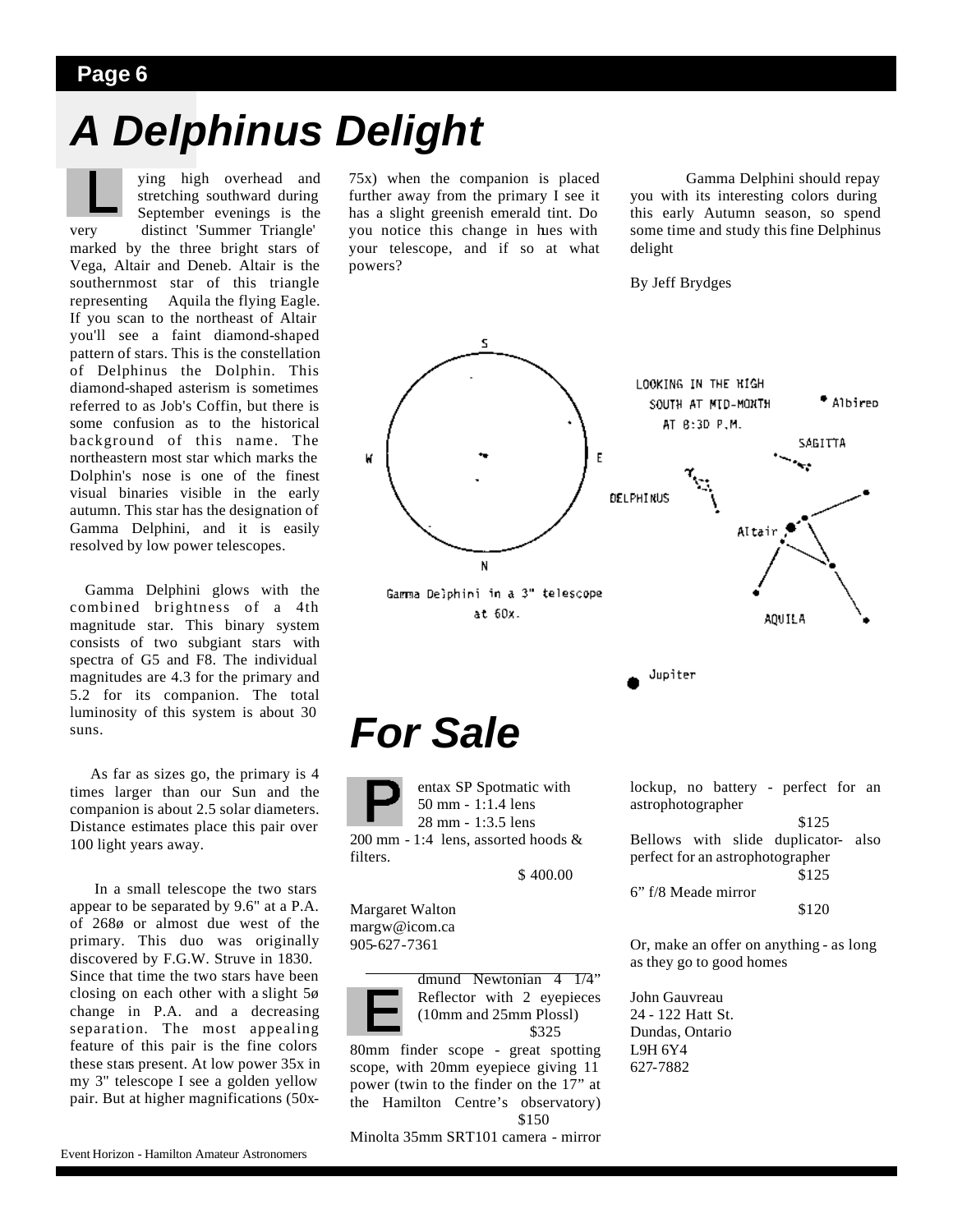# A Delphinus Delight

Lying high overhead and stretching southward during September evenings is the very distinct 'Summer Triangle' marked by the three bright stars of Vega, Altair and Deneb. Altair is the southernmost star of this triangle representing Aquila the flying Eagle. If you scan to the northeast of Altair you'll see a faint diamond-shaped pattern of stars. This is the constellation of Delphinus the Dolphin. This diamond-shaped asterism is sometimes referred to as Job's Coffin, but there is some confusion as to the historical background of this name. The northeastern most star which marks the Dolphin's nose is one of the finest visual binaries visible in the early autumn. This star has the designation of Gamma Delphini, and it is easily resolved by low power telescopes.

Gamma Delphini glows with the combined brightness of a 4th magnitude star. This binary system consists of two subgiant stars with spectra of G5 and F8. The individual magnitudes are 4.3 for the primary and 5.2 for its companion. The total luminosity of this system is about 30 suns.

As far as sizes go, the primary is 4 times larger than our Sun and the companion is about 2.5 solar diameters. Distance estimates place this pair over 100 light years away.

In a small telescope the two stars appear to be separated by 9.6" at a P.A. of 268ø or almost due west of the primary. This duo was originally discovered by F.G.W. Struve in 1830. Since that time the two stars have been closing on each other with a slight 5ø change in P.A. and a decreasing separation. The most appealing feature of this pair is the fine colors these stars present. At low power 35x in my 3" telescope I see a golden yellow pair. But at higher magnifications (50x-75x) when the companion is placed further away from the primary I see it has a slight greenish emerald tint. Do you notice this change in hues with your telescope, and if so at what powers?

Gamma Delphini should repay you with its interesting colors during this early Autumn season, so spend some time and study this fine Delphinus delight

By Jeff Brydges

Gamma Delphini in a 3" telescope at 60x.

LOOKING IN THE HIGH SOUTH AT MID-MONTH AT 8:30 P.M.

# For Sale

Pentax SP Spotmatic with
50 mm - 1:1.4 lens
28 mm - 1:3.5 lens
200 mm - 1:4 lens, assorted hoods & filters.
$ 400.00

Margaret Walton
margw@icom.ca
905-627-7361

Edmund Newtonian 4 1/4" Reflector with 2 eyepieces (10mm and 25mm Plossl)
$325

80mm finder scope - great spotting scope, with 20mm eyepiece giving 11 power (twin to the finder on the 17" at the Hamilton Centre's observatory)
$150

Minolta 35mm SRT101 camera - mirror lockup, no battery - perfect for an astrophotographer
$125

Bellows with slide duplicator- also perfect for an astrophotographer
$125

6" f/8 Meade mirror
$120

Or, make an offer on anything - as long as they go to good homes

John Gauvreau
24 - 122 Hatt St.
Dundas, Ontario
L9H 6Y4
627-7882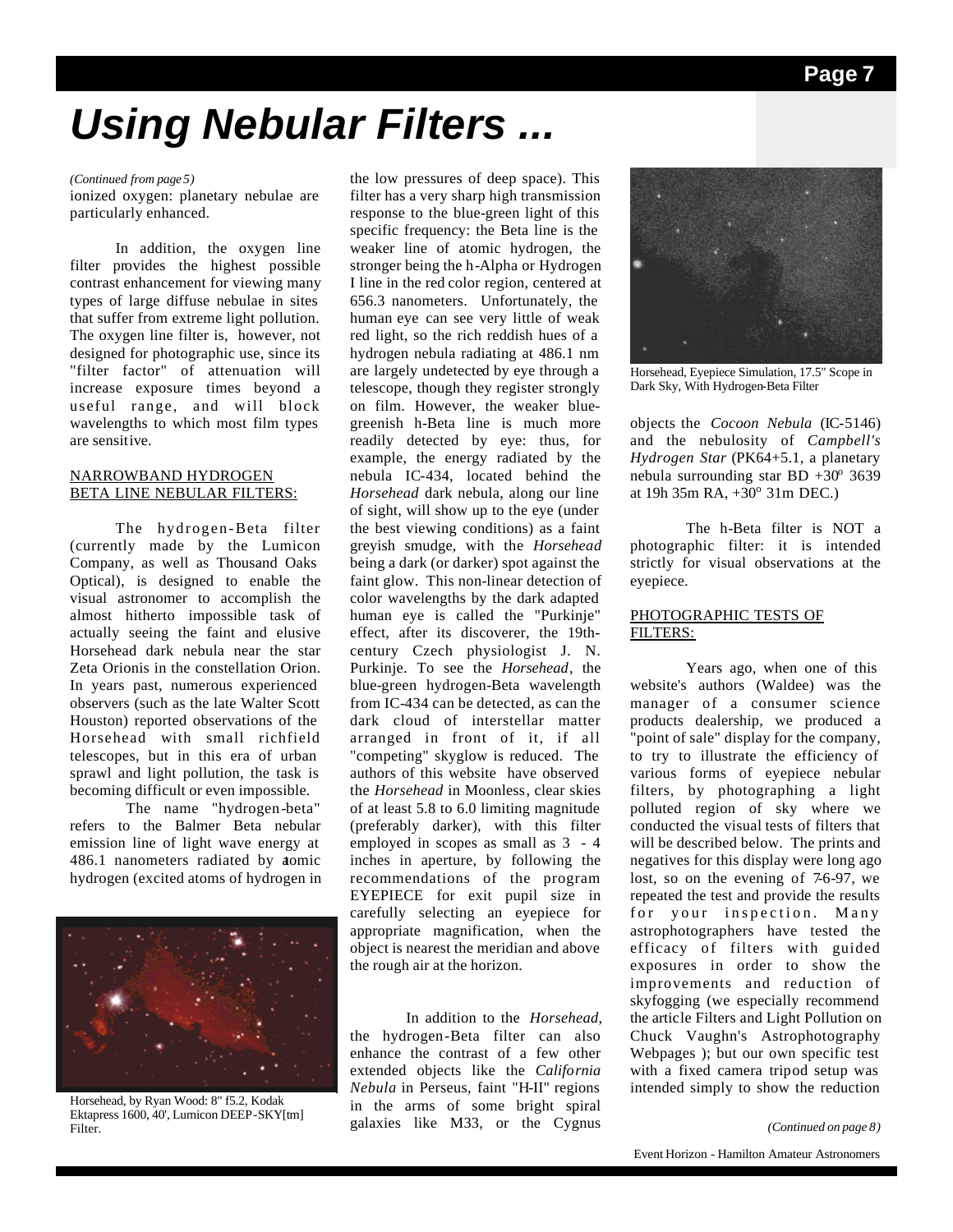# Using Nebular Filters ...

*(Continued from page 5)*

ionized oxygen: planetary nebulae are particularly enhanced.

In addition, the oxygen line filter provides the highest possible contrast enhancement for viewing many types of large diffuse nebulae in sites that suffer from extreme light pollution. The oxygen line filter is, however, not designed for photographic use, since its "filter factor" of attenuation will increase exposure times beyond a useful range, and will block wavelengths to which most film types are sensitive.

## NARROWBAND HYDROGEN BETA LINE NEBULAR FILTERS:

The hydrogen-Beta filter (currently made by the Lumicon Company, as well as Thousand Oaks Optical), is designed to enable the visual astronomer to accomplish the almost hitherto impossible task of actually seeing the faint and elusive Horsehead dark nebula near the star Zeta Orionis in the constellation Orion. In years past, numerous experienced observers (such as the late Walter Scott Houston) reported observations of the Horsehead with small richfield telescopes, but in this era of urban sprawl and light pollution, the task is becoming difficult or even impossible.

The name "hydrogen-beta" refers to the Balmer Beta nebular emission line of light wave energy at 486.1 nanometers radiated by atomic hydrogen (excited atoms of hydrogen in the low pressures of deep space). This filter has a very sharp high transmission response to the blue-green light of this specific frequency: the Beta line is the weaker line of atomic hydrogen, the stronger being the h-Alpha or Hydrogen I line in the red color region, centered at 656.3 nanometers. Unfortunately, the human eye can see very little of weak red light, so the rich reddish hues of a hydrogen nebula radiating at 486.1 nm are largely undetected by eye through a telescope, though they register strongly on film. However, the weaker blue-greenish h-Beta line is much more readily detected by eye: thus, for example, the energy radiated by the nebula IC-434, located behind the *Horsehead* dark nebula, along our line of sight, will show up to the eye (under the best viewing conditions) as a faint greyish smudge, with the *Horsehead* being a dark (or darker) spot against the faint glow. This non-linear detection of color wavelengths by the dark adapted human eye is called the "Purkinje" effect, after its discoverer, the 19th-century Czech physiologist J. N. Purkinje. To see the *Horsehead*, the blue-green hydrogen-Beta wavelength from IC-434 can be detected, as can the dark cloud of interstellar matter arranged in front of it, if all "competing" skyglow is reduced. The authors of this website have observed the *Horsehead* in Moonless, clear skies of at least 5.8 to 6.0 limiting magnitude (preferably darker), with this filter employed in scopes as small as 3 - 4 inches in aperture, by following the recommendations of the program EYEPIECE for exit pupil size in carefully selecting an eyepiece for appropriate magnification, when the object is nearest the meridian and above the rough air at the horizon.

Horsehead, by Ryan Wood: 8" f5.2, Kodak Ektapress 1600, 40', Lumicon DEEP-SKY[tm] Filter.

In addition to the *Horsehead*, the hydrogen-Beta filter can also enhance the contrast of a few other extended objects like the *California Nebula* in Perseus, faint "H-II" regions in the arms of some bright spiral galaxies like M33, or the Cygnus objects the *Cocoon Nebula* (IC-5146) and the nebulosity of *Campbell's Hydrogen Star* (PK64+5.1, a planetary nebula surrounding star BD +30° 3639 at 19h 35m RA, +30° 31m DEC.)

Horsehead, Eyepiece Simulation, 17.5" Scope in Dark Sky, With Hydrogen-Beta Filter

The h-Beta filter is NOT a photographic filter: it is intended strictly for visual observations at the eyepiece.

## PHOTOGRAPHIC TESTS OF FILTERS:

Years ago, when one of this website's authors (Waldee) was the manager of a consumer science products dealership, we produced a "point of sale" display for the company, to try to illustrate the efficiency of various forms of eyepiece nebular filters, by photographing a light polluted region of sky where we conducted the visual tests of filters that will be described below. The prints and negatives for this display were long ago lost, so on the evening of 7-6-97, we repeated the test and provide the results for your inspection. Many astrophotographers have tested the efficacy of filters with guided exposures in order to show the improvements and reduction of skyfogging (we especially recommend the article Filters and Light Pollution on Chuck Vaughn's Astrophotography Webpages ); but our own specific test with a fixed camera tripod setup was intended simply to show the reduction

*(Continued on page 8)*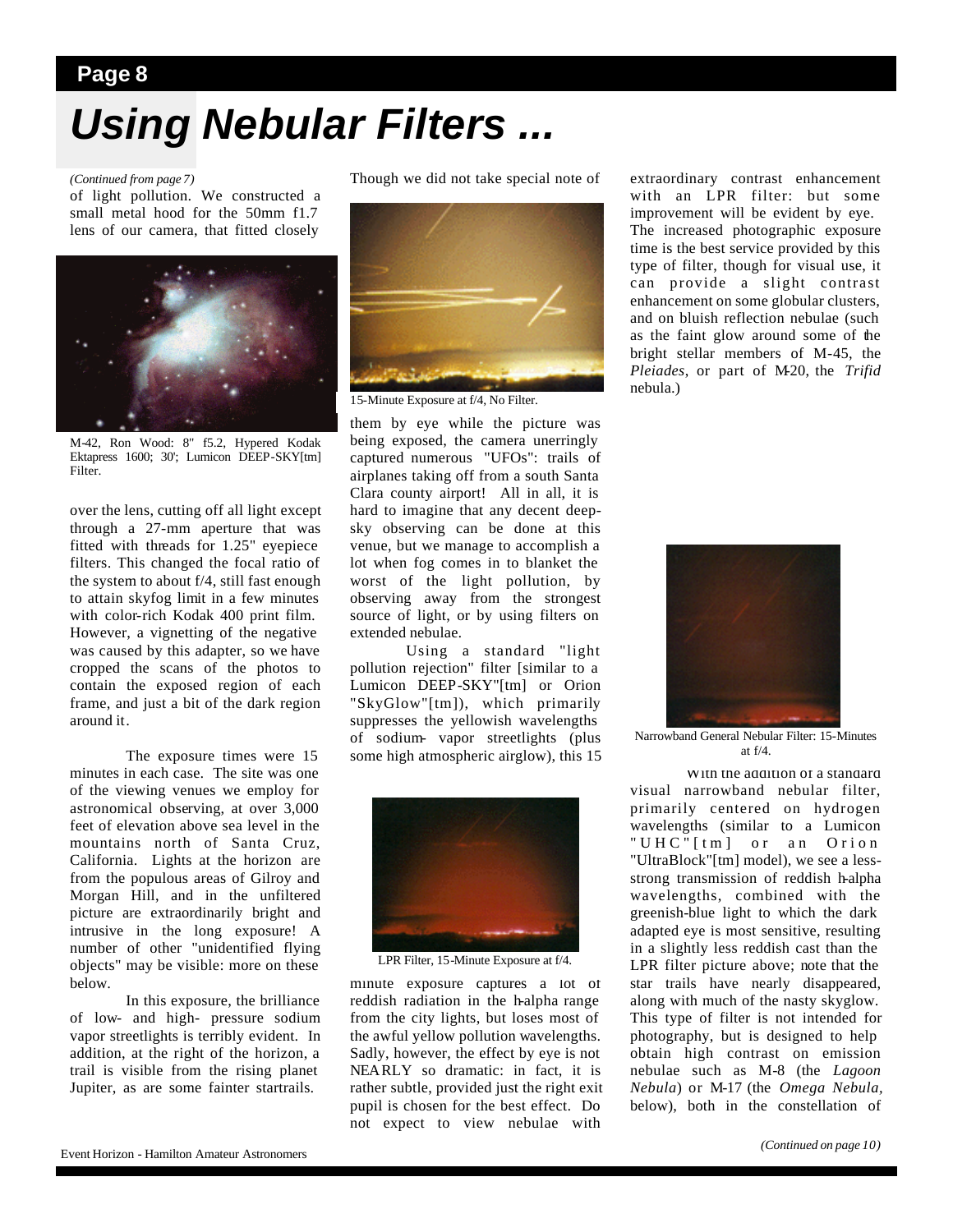# Using Nebular Filters ...

*(Continued from page 7)*

of light pollution. We constructed a small metal hood for the 50mm f1.7 lens of our camera, that fitted closely over the lens, cutting off all light except through a 27-mm aperture that was fitted with threads for 1.25" eyepiece filters. This changed the focal ratio of the system to about f/4, still fast enough to attain skyfog limit in a few minutes with color-rich Kodak 400 print film. However, a vignetting of the negative was caused by this adapter, so we have cropped the scans of the photos to contain the exposed region of each frame, and just a bit of the dark region around it.

M-42, Ron Wood: 8" f5.2, Hypered Kodak Ektapress 1600; 30'; Lumicon DEEP-SKY[tm] Filter.

The exposure times were 15 minutes in each case. The site was one of the viewing venues we employ for astronomical observing, at over 3,000 feet of elevation above sea level in the mountains north of Santa Cruz, California. Lights at the horizon are from the populous areas of Gilroy and Morgan Hill, and in the unfiltered picture are extraordinarily bright and intrusive in the long exposure! A number of other "unidentified flying objects" may be visible: more on these below.

In this exposure, the brilliance of low- and high- pressure sodium vapor streetlights is terribly evident. In addition, at the right of the horizon, a trail is visible from the rising planet Jupiter, as are some fainter startrails.

Though we did not take special note of them by eye while the picture was being exposed, the camera unerringly captured numerous "UFOs": trails of airplanes taking off from a south Santa Clara county airport! All in all, it is hard to imagine that any decent deep-sky observing can be done at this venue, but we manage to accomplish a lot when fog comes in to blanket the worst of the light pollution, by observing away from the strongest source of light, or by using filters on extended nebulae.

15-Minute Exposure at f/4, No Filter.

Using a standard "light pollution rejection" filter [similar to a Lumicon DEEP-SKY"[tm] or Orion "SkyGlow"[tm]), which primarily suppresses the yellowish wavelengths of sodium- vapor streetlights (plus some high atmospheric airglow), this 15 minute exposure captures a lot of reddish radiation in the h-alpha range from the city lights, but loses most of the awful yellow pollution wavelengths. Sadly, however, the effect by eye is not NEARLY so dramatic: in fact, it is rather subtle, provided just the right exit pupil is chosen for the best effect. Do not expect to view nebulae with extraordinary contrast enhancement with an LPR filter: but some improvement will be evident by eye. The increased photographic exposure time is the best service provided by this type of filter, though for visual use, it can provide a slight contrast enhancement on some globular clusters, and on bluish reflection nebulae (such as the faint glow around some of the bright stellar members of M-45, the *Pleiades*, or part of M-20, the *Trifid* nebula.)

LPR Filter, 15-Minute Exposure at f/4.

Narrowband General Nebular Filter: 15-Minutes at f/4.

With the addition of a standard visual narrowband nebular filter, primarily centered on hydrogen wavelengths (similar to a Lumicon "UHC"[tm] or an Orion "UltraBlock"[tm] model), we see a less-strong transmission of reddish h-alpha wavelengths, combined with the greenish-blue light to which the dark adapted eye is most sensitive, resulting in a slightly less reddish cast than the LPR filter picture above; note that the star trails have nearly disappeared, along with much of the nasty skyglow. This type of filter is not intended for photography, but is designed to help obtain high contrast on emission nebulae such as M-8 (the *Lagoon Nebula*) or M-17 (the *Omega Nebula*, below), both in the constellation of

*(Continued on page 10)*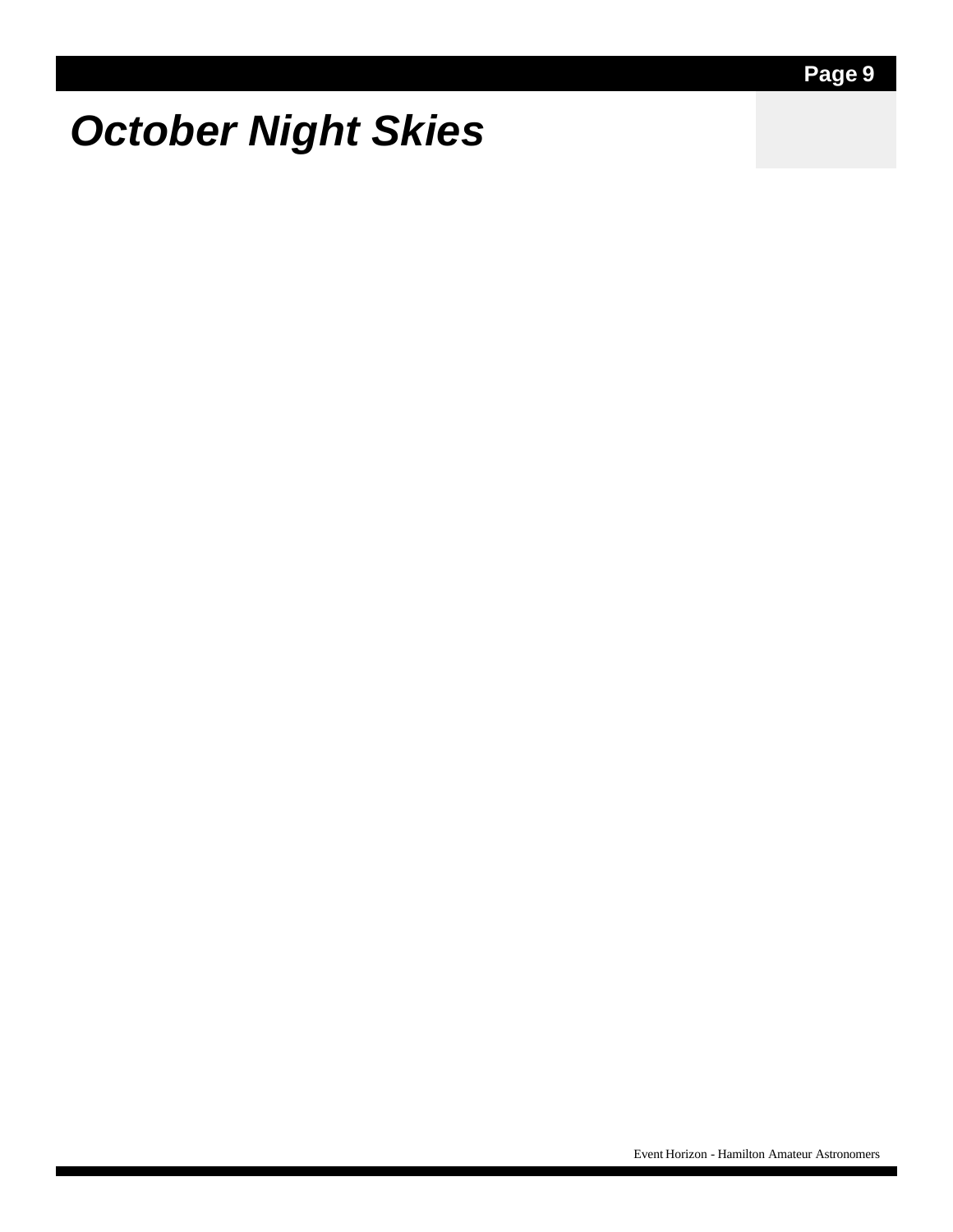# October Night Skies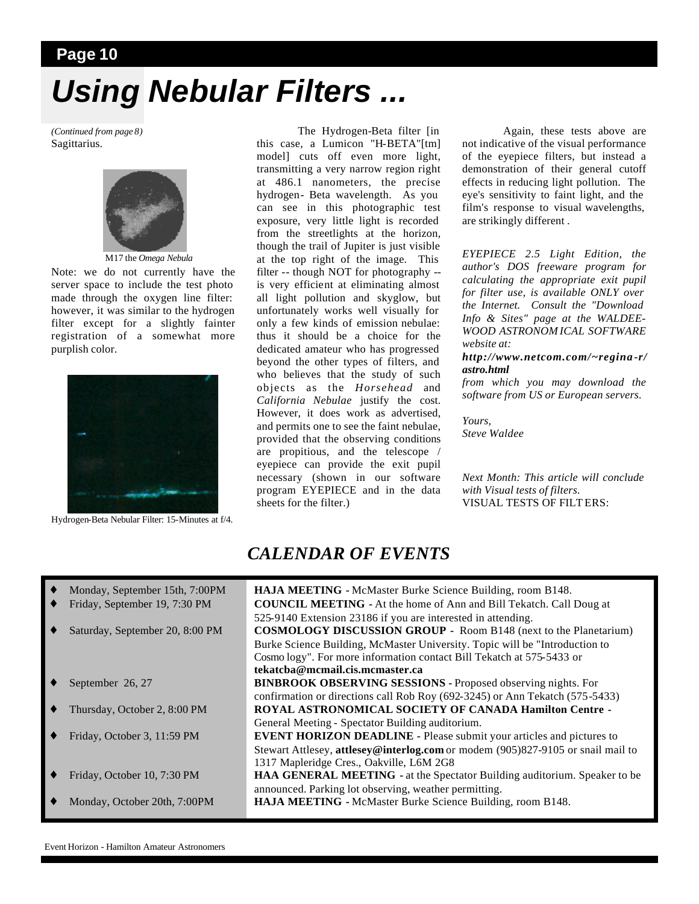# Using Nebular Filters ...

*(Continued from page 8)*
Sagittarius.

M17 the *Omega Nebula*

Note: we do not currently have the server space to include the test photo made through the oxygen line filter: however, it was similar to the hydrogen filter except for a slightly fainter registration of a somewhat more purplish color.

Hydrogen-Beta Nebular Filter: 15-Minutes at f/4.

The Hydrogen-Beta filter [in this case, a Lumicon "H-BETA"[tm] model] cuts off even more light, transmitting a very narrow region right at 486.1 nanometers, the precise hydrogen- Beta wavelength. As you can see in this photographic test exposure, very little light is recorded from the streetlights at the horizon, though the trail of Jupiter is just visible at the top right of the image. This filter -- though NOT for photography -- is very efficient at eliminating almost all light pollution and skyglow, but unfortunately works well visually for only a few kinds of emission nebulae: thus it should be a choice for the dedicated amateur who has progressed beyond the other types of filters, and who believes that the study of such objects as the *Horsehead* and *California Nebulae* justify the cost. However, it does work as advertised, and permits one to see the faint nebulae, provided that the observing conditions are propitious, and the telescope / eyepiece can provide the exit pupil necessary (shown in our software program EYEPIECE and in the data sheets for the filter.)

Again, these tests above are not indicative of the visual performance of the eyepiece filters, but instead a demonstration of their general cutoff effects in reducing light pollution. The eye's sensitivity to faint light, and the film's response to visual wavelengths, are strikingly different .

*EYEPIECE 2.5 Light Edition, the author's DOS freeware program for calculating the appropriate exit pupil for filter use, is available ONLY over the Internet. Consult the "Download Info & Sites" page at the WALDEE-WOOD ASTRONOMICAL SOFTWARE website at:*
***http://www.netcom.com/~regina-r/astro.html***
*from which you may download the software from US or European servers.*

*Yours,*
*Steve Waldee*

*Next Month: This article will conclude with Visual tests of filters.*
VISUAL TESTS OF FILTERS:

## CALENDAR OF EVENTS

- Monday, September 15th, 7:00PM — **HAJA MEETING -** McMaster Burke Science Building, room B148.
- Friday, September 19, 7:30 PM — **COUNCIL MEETING -** At the home of Ann and Bill Tekatch. Call Doug at 525-9140 Extension 23186 if you are interested in attending.
- Saturday, September 20, 8:00 PM — **COSMOLOGY DISCUSSION GROUP -** Room B148 (next to the Planetarium) Burke Science Building, McMaster University. Topic will be "Introduction to Cosmo logy". For more information contact Bill Tekatch at 575-5433 or **tekatcba@mcmail.cis.mcmaster.ca**
- September 26, 27 — **BINBROOK OBSERVING SESSIONS -** Proposed observing nights. For confirmation or directions call Rob Roy (692-3245) or Ann Tekatch (575-5433)
- Thursday, October 2, 8:00 PM — **ROYAL ASTRONOMICAL SOCIETY OF CANADA Hamilton Centre -** General Meeting - Spectator Building auditorium.
- Friday, October 3, 11:59 PM — **EVENT HORIZON DEADLINE -** Please submit your articles and pictures to Stewart Attlesey, **attlesey@interlog.com** or modem (905)827-9105 or snail mail to 1317 Mapleridge Cres., Oakville, L6M 2G8
- Friday, October 10, 7:30 PM — **HAA GENERAL MEETING -** at the Spectator Building auditorium. Speaker to be announced. Parking lot observing, weather permitting.
- Monday, October 20th, 7:00PM — **HAJA MEETING -** McMaster Burke Science Building, room B148.